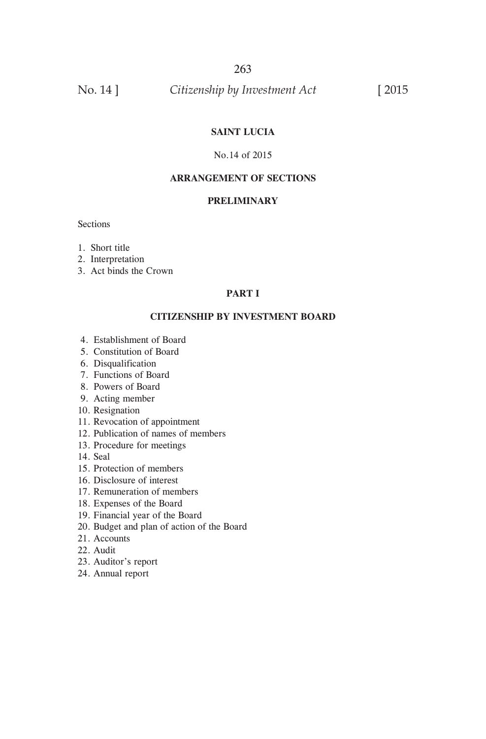# SAINT LUCIA

No.14 of 2015

## ARRANGEMENT OF SECTIONS

### PRELIMINARY

Sections

1. Short title
2. Interpretation
3. Act binds the Crown

### PART I

### CITIZENSHIP BY INVESTMENT BOARD

4. Establishment of Board
5. Constitution of Board
6. Disqualification
7. Functions of Board
8. Powers of Board
9. Acting member
10. Resignation
11. Revocation of appointment
12. Publication of names of members
13. Procedure for meetings
14. Seal
15. Protection of members
16. Disclosure of interest
17. Remuneration of members
18. Expenses of the Board
19. Financial year of the Board
20. Budget and plan of action of the Board
21. Accounts
22. Audit
23. Auditor's report
24. Annual report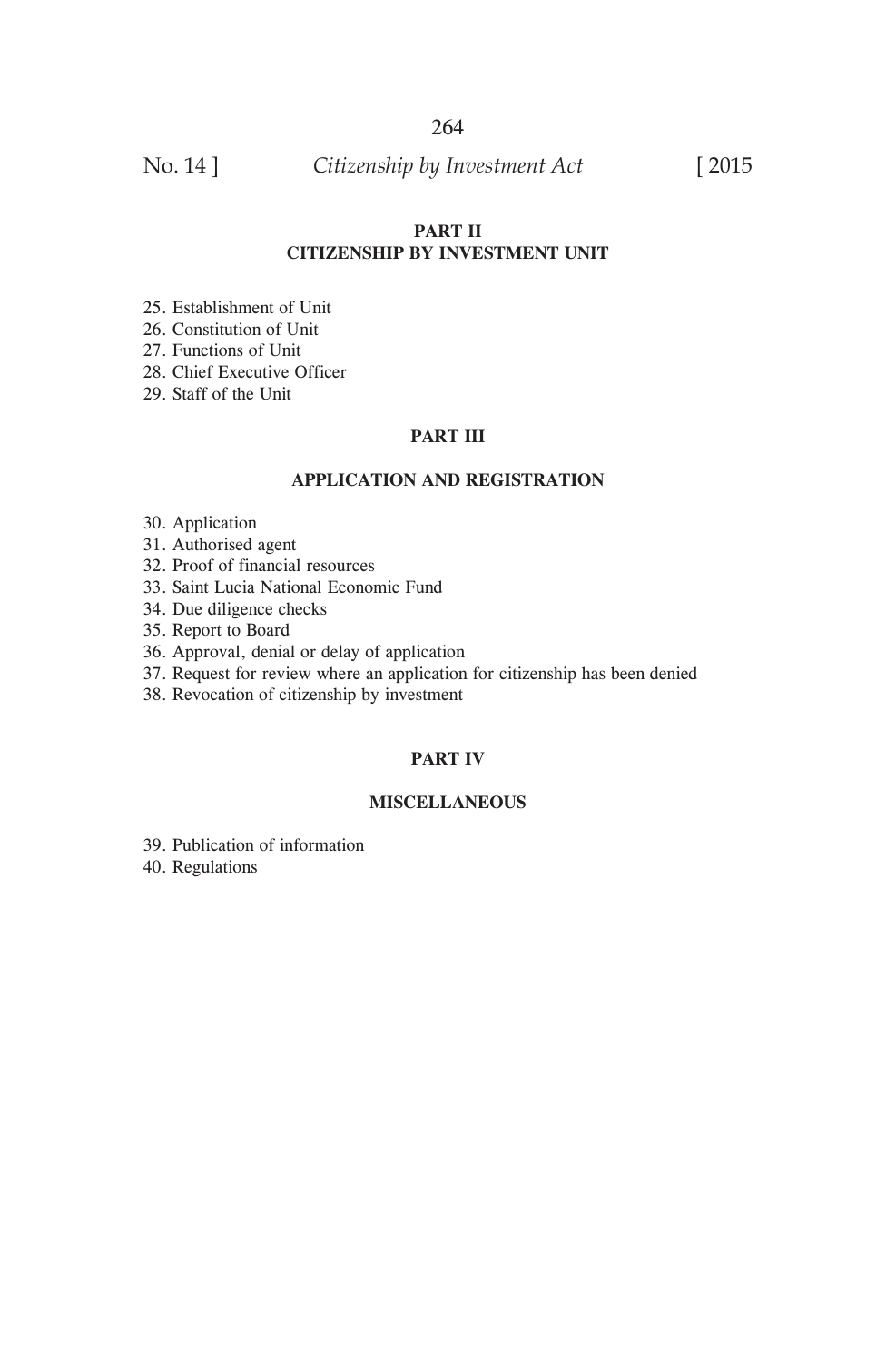## PART II
## CITIZENSHIP BY INVESTMENT UNIT

25. Establishment of Unit
26. Constitution of Unit
27. Functions of Unit
28. Chief Executive Officer
29. Staff of the Unit

## PART III

## APPLICATION AND REGISTRATION

30. Application
31. Authorised agent
32. Proof of financial resources
33. Saint Lucia National Economic Fund
34. Due diligence checks
35. Report to Board
36. Approval, denial or delay of application
37. Request for review where an application for citizenship has been denied
38. Revocation of citizenship by investment

## PART IV

## MISCELLANEOUS

39. Publication of information
40. Regulations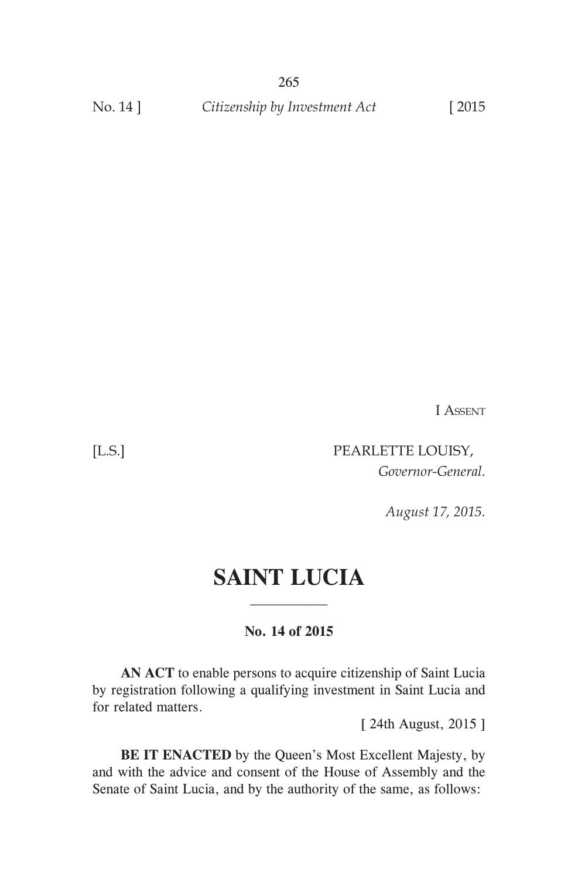I Assent

[L.S.] PEARLETTE LOUISY,
*Governor-General.*

*August 17, 2015.*

# SAINT LUCIA

---

**No. 14 of 2015**

**AN ACT** to enable persons to acquire citizenship of Saint Lucia by registration following a qualifying investment in Saint Lucia and for related matters.

[ 24th August, 2015 ]

**BE IT ENACTED** by the Queen's Most Excellent Majesty, by and with the advice and consent of the House of Assembly and the Senate of Saint Lucia, and by the authority of the same, as follows: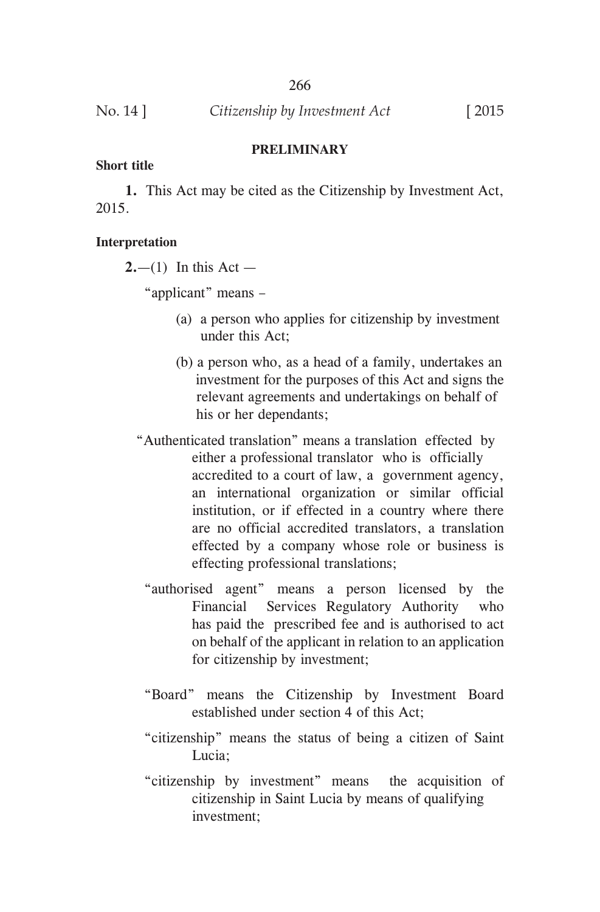## PRELIMINARY

**Short title**

**1.** This Act may be cited as the Citizenship by Investment Act, 2015.

**Interpretation**

**2.**—(1) In this Act —

"applicant" means –

(a) a person who applies for citizenship by investment under this Act;

(b) a person who, as a head of a family, undertakes an investment for the purposes of this Act and signs the relevant agreements and undertakings on behalf of his or her dependants;

"Authenticated translation" means a translation effected by either a professional translator who is officially accredited to a court of law, a government agency, an international organization or similar official institution, or if effected in a country where there are no official accredited translators, a translation effected by a company whose role or business is effecting professional translations;

"authorised agent" means a person licensed by the Financial Services Regulatory Authority who has paid the prescribed fee and is authorised to act on behalf of the applicant in relation to an application for citizenship by investment;

"Board" means the Citizenship by Investment Board established under section 4 of this Act;

"citizenship" means the status of being a citizen of Saint Lucia;

"citizenship by investment" means the acquisition of citizenship in Saint Lucia by means of qualifying investment;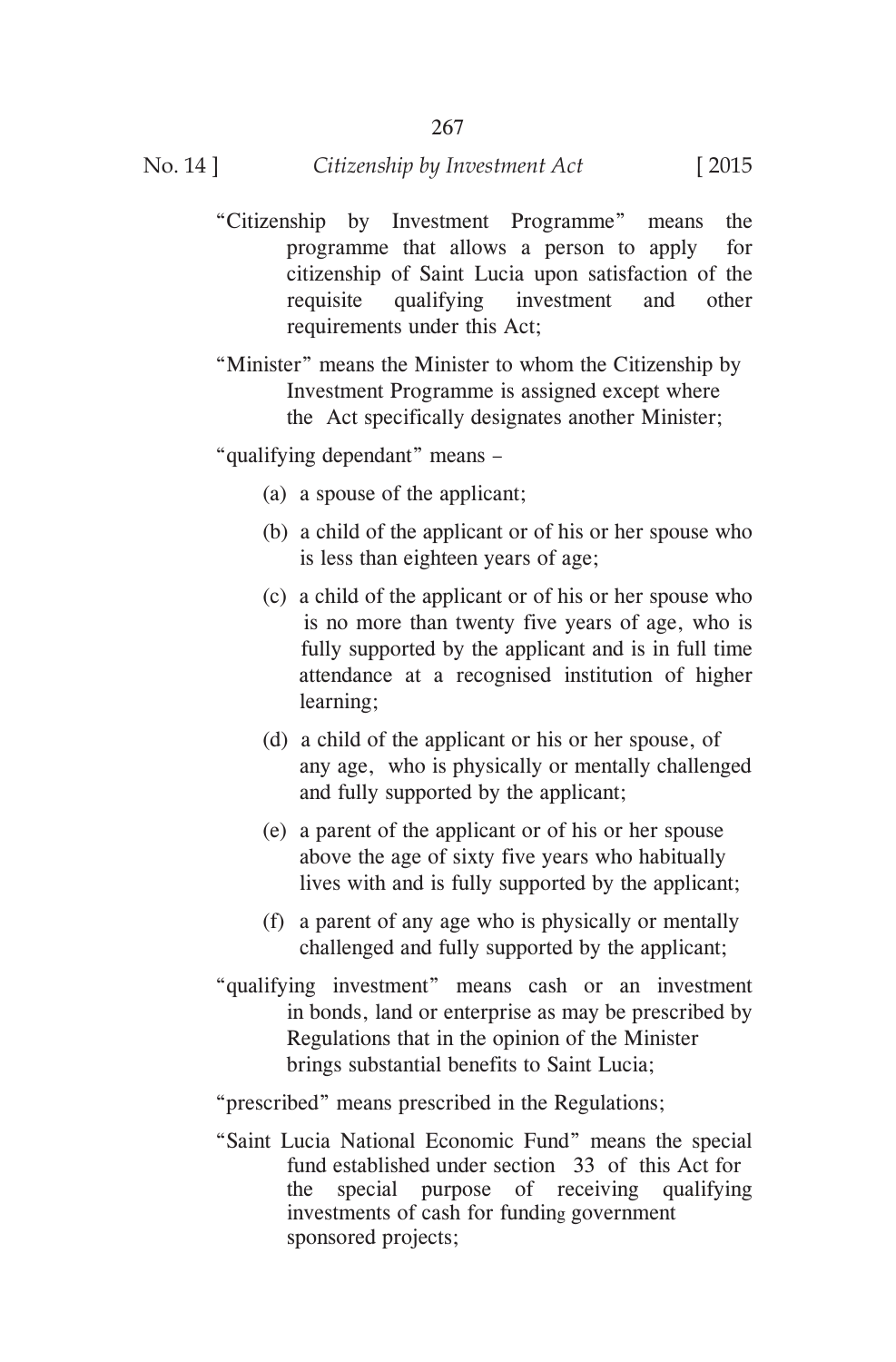"Citizenship by Investment Programme" means the programme that allows a person to apply for citizenship of Saint Lucia upon satisfaction of the requisite qualifying investment and other requirements under this Act;

"Minister" means the Minister to whom the Citizenship by Investment Programme is assigned except where the Act specifically designates another Minister;

"qualifying dependant" means –

(a) a spouse of the applicant;

(b) a child of the applicant or of his or her spouse who is less than eighteen years of age;

(c) a child of the applicant or of his or her spouse who is no more than twenty five years of age, who is fully supported by the applicant and is in full time attendance at a recognised institution of higher learning;

(d) a child of the applicant or his or her spouse, of any age, who is physically or mentally challenged and fully supported by the applicant;

(e) a parent of the applicant or of his or her spouse above the age of sixty five years who habitually lives with and is fully supported by the applicant;

(f) a parent of any age who is physically or mentally challenged and fully supported by the applicant;

"qualifying investment" means cash or an investment in bonds, land or enterprise as may be prescribed by Regulations that in the opinion of the Minister brings substantial benefits to Saint Lucia;

"prescribed" means prescribed in the Regulations;

"Saint Lucia National Economic Fund" means the special fund established under section 33 of this Act for the special purpose of receiving qualifying investments of cash for funding government sponsored projects;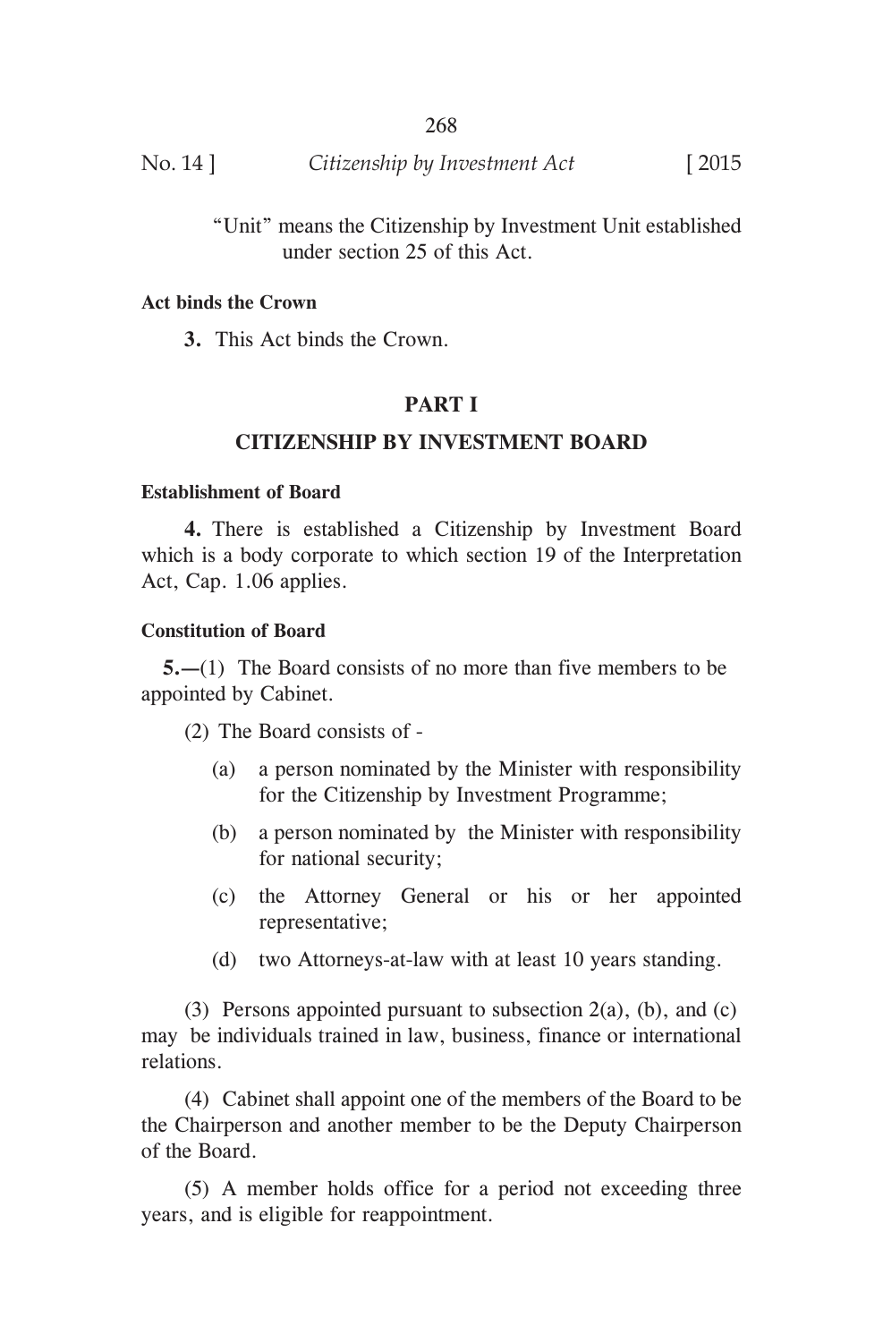"Unit" means the Citizenship by Investment Unit established under section 25 of this Act.

**Act binds the Crown**

**3.** This Act binds the Crown.

## PART I

## CITIZENSHIP BY INVESTMENT BOARD

**Establishment of Board**

**4.** There is established a Citizenship by Investment Board which is a body corporate to which section 19 of the Interpretation Act, Cap. 1.06 applies.

**Constitution of Board**

**5.—**(1) The Board consists of no more than five members to be appointed by Cabinet.

(2) The Board consists of -

(a) a person nominated by the Minister with responsibility for the Citizenship by Investment Programme;

(b) a person nominated by the Minister with responsibility for national security;

(c) the Attorney General or his or her appointed representative;

(d) two Attorneys-at-law with at least 10 years standing.

(3) Persons appointed pursuant to subsection 2(a), (b), and (c) may be individuals trained in law, business, finance or international relations.

(4) Cabinet shall appoint one of the members of the Board to be the Chairperson and another member to be the Deputy Chairperson of the Board.

(5) A member holds office for a period not exceeding three years, and is eligible for reappointment.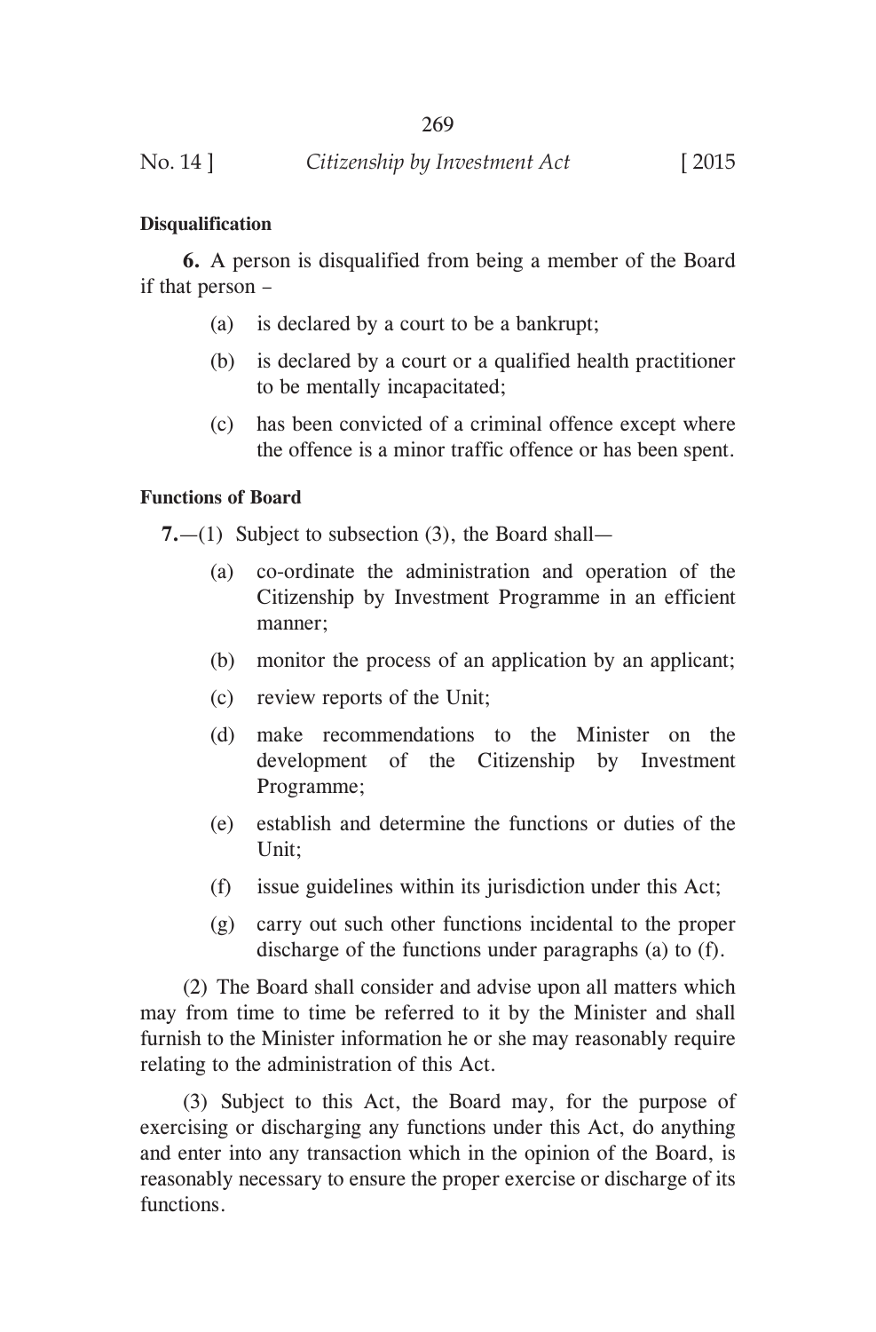**Disqualification**

**6.** A person is disqualified from being a member of the Board if that person –

(a) is declared by a court to be a bankrupt;

(b) is declared by a court or a qualified health practitioner to be mentally incapacitated;

(c) has been convicted of a criminal offence except where the offence is a minor traffic offence or has been spent.

**Functions of Board**

**7.**—(1) Subject to subsection (3), the Board shall—

(a) co-ordinate the administration and operation of the Citizenship by Investment Programme in an efficient manner;

(b) monitor the process of an application by an applicant;

(c) review reports of the Unit;

(d) make recommendations to the Minister on the development of the Citizenship by Investment Programme;

(e) establish and determine the functions or duties of the Unit;

(f) issue guidelines within its jurisdiction under this Act;

(g) carry out such other functions incidental to the proper discharge of the functions under paragraphs (a) to (f).

(2) The Board shall consider and advise upon all matters which may from time to time be referred to it by the Minister and shall furnish to the Minister information he or she may reasonably require relating to the administration of this Act.

(3) Subject to this Act, the Board may, for the purpose of exercising or discharging any functions under this Act, do anything and enter into any transaction which in the opinion of the Board, is reasonably necessary to ensure the proper exercise or discharge of its functions.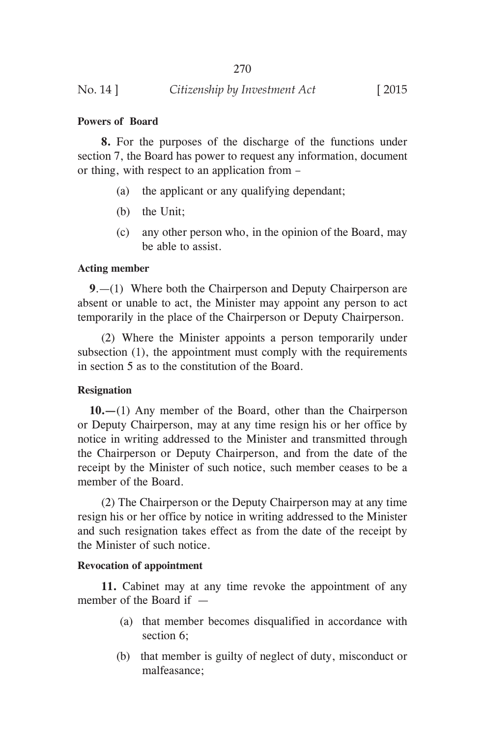**Powers of Board**

**8.** For the purposes of the discharge of the functions under section 7, the Board has power to request any information, document or thing, with respect to an application from –

(a) the applicant or any qualifying dependant;

(b) the Unit;

(c) any other person who, in the opinion of the Board, may be able to assist.

**Acting member**

**9**.—(1) Where both the Chairperson and Deputy Chairperson are absent or unable to act, the Minister may appoint any person to act temporarily in the place of the Chairperson or Deputy Chairperson.

(2) Where the Minister appoints a person temporarily under subsection (1), the appointment must comply with the requirements in section 5 as to the constitution of the Board.

**Resignation**

**10.—**(1) Any member of the Board, other than the Chairperson or Deputy Chairperson, may at any time resign his or her office by notice in writing addressed to the Minister and transmitted through the Chairperson or Deputy Chairperson, and from the date of the receipt by the Minister of such notice, such member ceases to be a member of the Board.

(2) The Chairperson or the Deputy Chairperson may at any time resign his or her office by notice in writing addressed to the Minister and such resignation takes effect as from the date of the receipt by the Minister of such notice.

**Revocation of appointment**

**11.** Cabinet may at any time revoke the appointment of any member of the Board if —

(a) that member becomes disqualified in accordance with section 6;

(b) that member is guilty of neglect of duty, misconduct or malfeasance;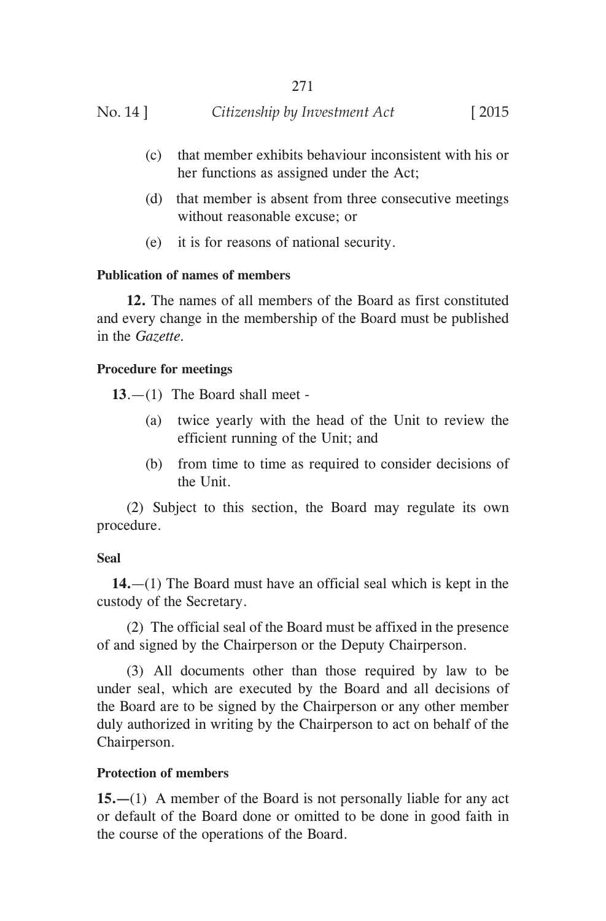(c) that member exhibits behaviour inconsistent with his or her functions as assigned under the Act;

(d) that member is absent from three consecutive meetings without reasonable excuse; or

(e) it is for reasons of national security.

**Publication of names of members**

**12.** The names of all members of the Board as first constituted and every change in the membership of the Board must be published in the *Gazette*.

**Procedure for meetings**

**13**.—(1) The Board shall meet -

(a) twice yearly with the head of the Unit to review the efficient running of the Unit; and

(b) from time to time as required to consider decisions of the Unit.

(2) Subject to this section, the Board may regulate its own procedure.

**Seal**

**14.**—(1) The Board must have an official seal which is kept in the custody of the Secretary.

(2) The official seal of the Board must be affixed in the presence of and signed by the Chairperson or the Deputy Chairperson.

(3) All documents other than those required by law to be under seal, which are executed by the Board and all decisions of the Board are to be signed by the Chairperson or any other member duly authorized in writing by the Chairperson to act on behalf of the Chairperson.

**Protection of members**

**15.**—(1) A member of the Board is not personally liable for any act or default of the Board done or omitted to be done in good faith in the course of the operations of the Board.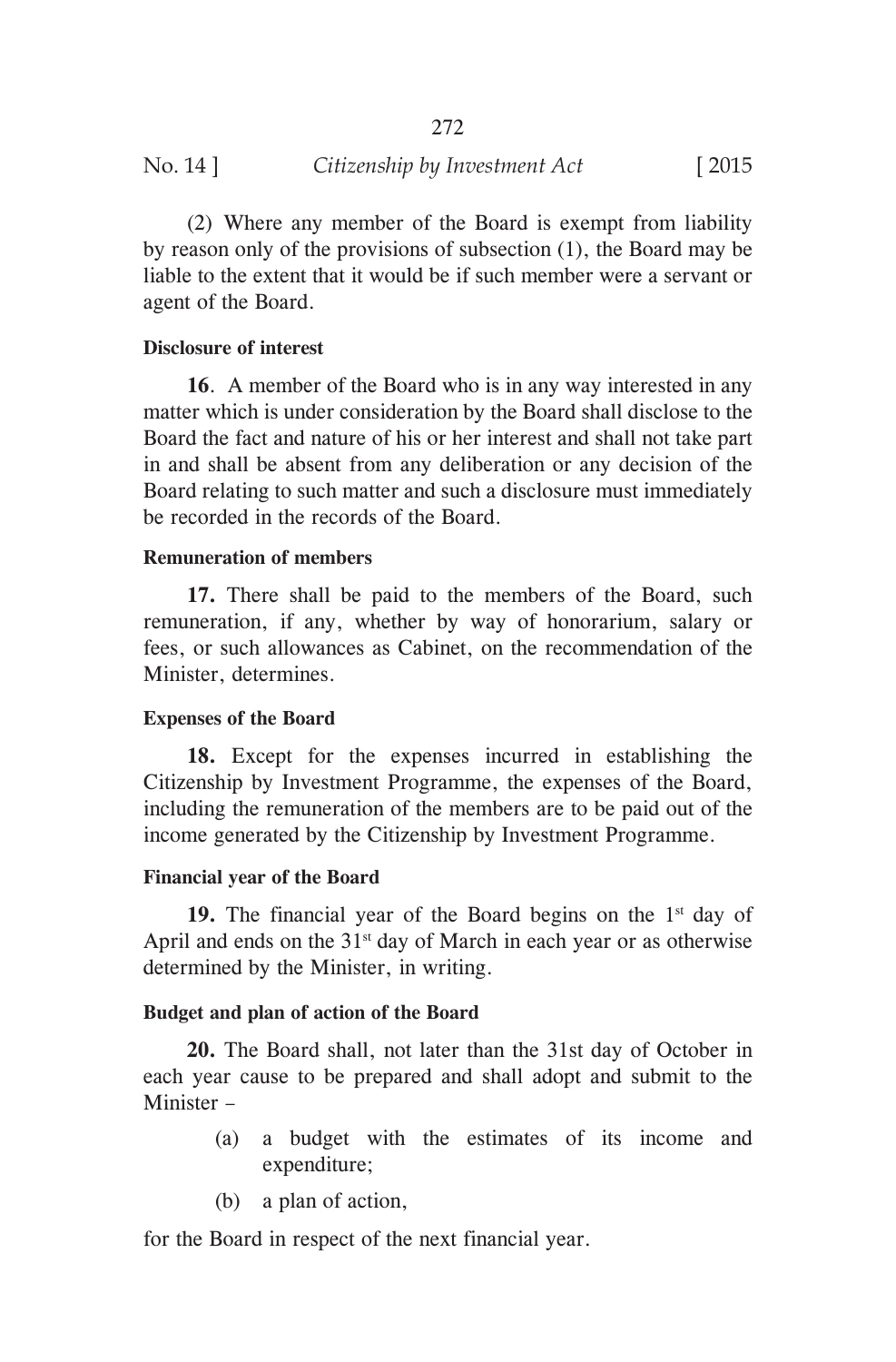(2) Where any member of the Board is exempt from liability by reason only of the provisions of subsection (1), the Board may be liable to the extent that it would be if such member were a servant or agent of the Board.

**Disclosure of interest**

**16**. A member of the Board who is in any way interested in any matter which is under consideration by the Board shall disclose to the Board the fact and nature of his or her interest and shall not take part in and shall be absent from any deliberation or any decision of the Board relating to such matter and such a disclosure must immediately be recorded in the records of the Board.

**Remuneration of members**

**17.** There shall be paid to the members of the Board, such remuneration, if any, whether by way of honorarium, salary or fees, or such allowances as Cabinet, on the recommendation of the Minister, determines.

**Expenses of the Board**

**18.** Except for the expenses incurred in establishing the Citizenship by Investment Programme, the expenses of the Board, including the remuneration of the members are to be paid out of the income generated by the Citizenship by Investment Programme.

**Financial year of the Board**

**19.** The financial year of the Board begins on the 1st day of April and ends on the 31st day of March in each year or as otherwise determined by the Minister, in writing.

**Budget and plan of action of the Board**

**20.** The Board shall, not later than the 31st day of October in each year cause to be prepared and shall adopt and submit to the Minister –

(a) a budget with the estimates of its income and expenditure;

(b) a plan of action,

for the Board in respect of the next financial year.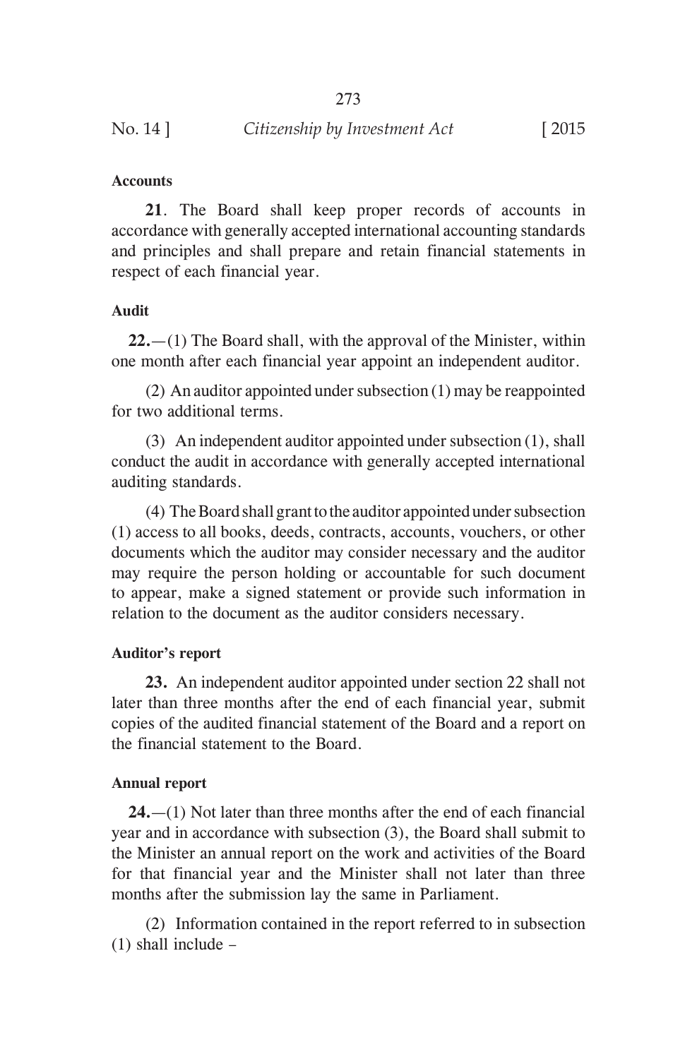**Accounts**

**21**. The Board shall keep proper records of accounts in accordance with generally accepted international accounting standards and principles and shall prepare and retain financial statements in respect of each financial year.

**Audit**

**22.**—(1) The Board shall, with the approval of the Minister, within one month after each financial year appoint an independent auditor.

(2) An auditor appointed under subsection (1) may be reappointed for two additional terms.

(3) An independent auditor appointed under subsection (1), shall conduct the audit in accordance with generally accepted international auditing standards.

(4) The Board shall grant to the auditor appointed under subsection (1) access to all books, deeds, contracts, accounts, vouchers, or other documents which the auditor may consider necessary and the auditor may require the person holding or accountable for such document to appear, make a signed statement or provide such information in relation to the document as the auditor considers necessary.

**Auditor's report**

**23.** An independent auditor appointed under section 22 shall not later than three months after the end of each financial year, submit copies of the audited financial statement of the Board and a report on the financial statement to the Board.

**Annual report**

**24.**—(1) Not later than three months after the end of each financial year and in accordance with subsection (3), the Board shall submit to the Minister an annual report on the work and activities of the Board for that financial year and the Minister shall not later than three months after the submission lay the same in Parliament.

(2) Information contained in the report referred to in subsection (1) shall include –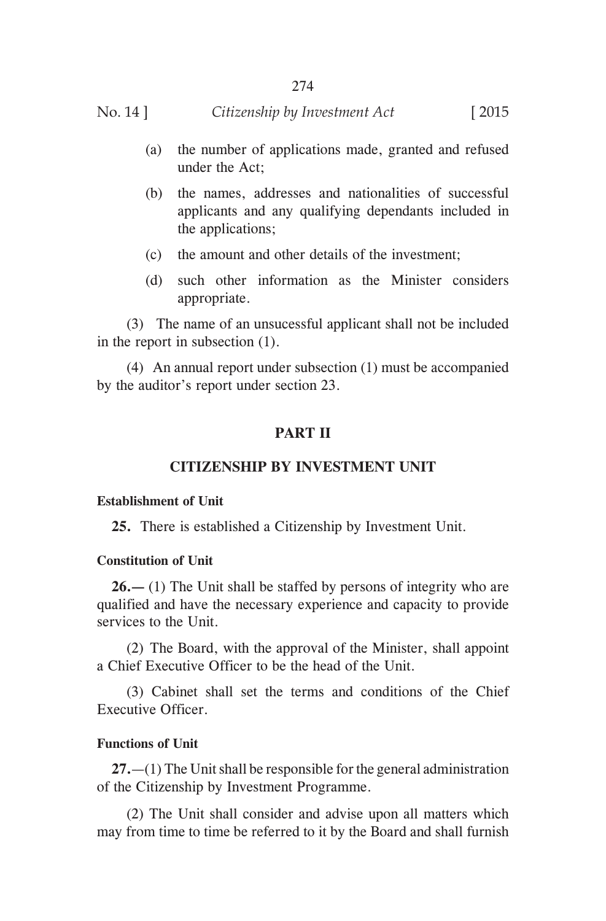(a) the number of applications made, granted and refused under the Act;

(b) the names, addresses and nationalities of successful applicants and any qualifying dependants included in the applications;

(c) the amount and other details of the investment;

(d) such other information as the Minister considers appropriate.

(3) The name of an unsucessful applicant shall not be included in the report in subsection (1).

(4) An annual report under subsection (1) must be accompanied by the auditor's report under section 23.

## PART II

## CITIZENSHIP BY INVESTMENT UNIT

**Establishment of Unit**

**25.** There is established a Citizenship by Investment Unit.

**Constitution of Unit**

**26.—** (1) The Unit shall be staffed by persons of integrity who are qualified and have the necessary experience and capacity to provide services to the Unit.

(2) The Board, with the approval of the Minister, shall appoint a Chief Executive Officer to be the head of the Unit.

(3) Cabinet shall set the terms and conditions of the Chief Executive Officer.

**Functions of Unit**

**27.**—(1) The Unit shall be responsible for the general administration of the Citizenship by Investment Programme.

(2) The Unit shall consider and advise upon all matters which may from time to time be referred to it by the Board and shall furnish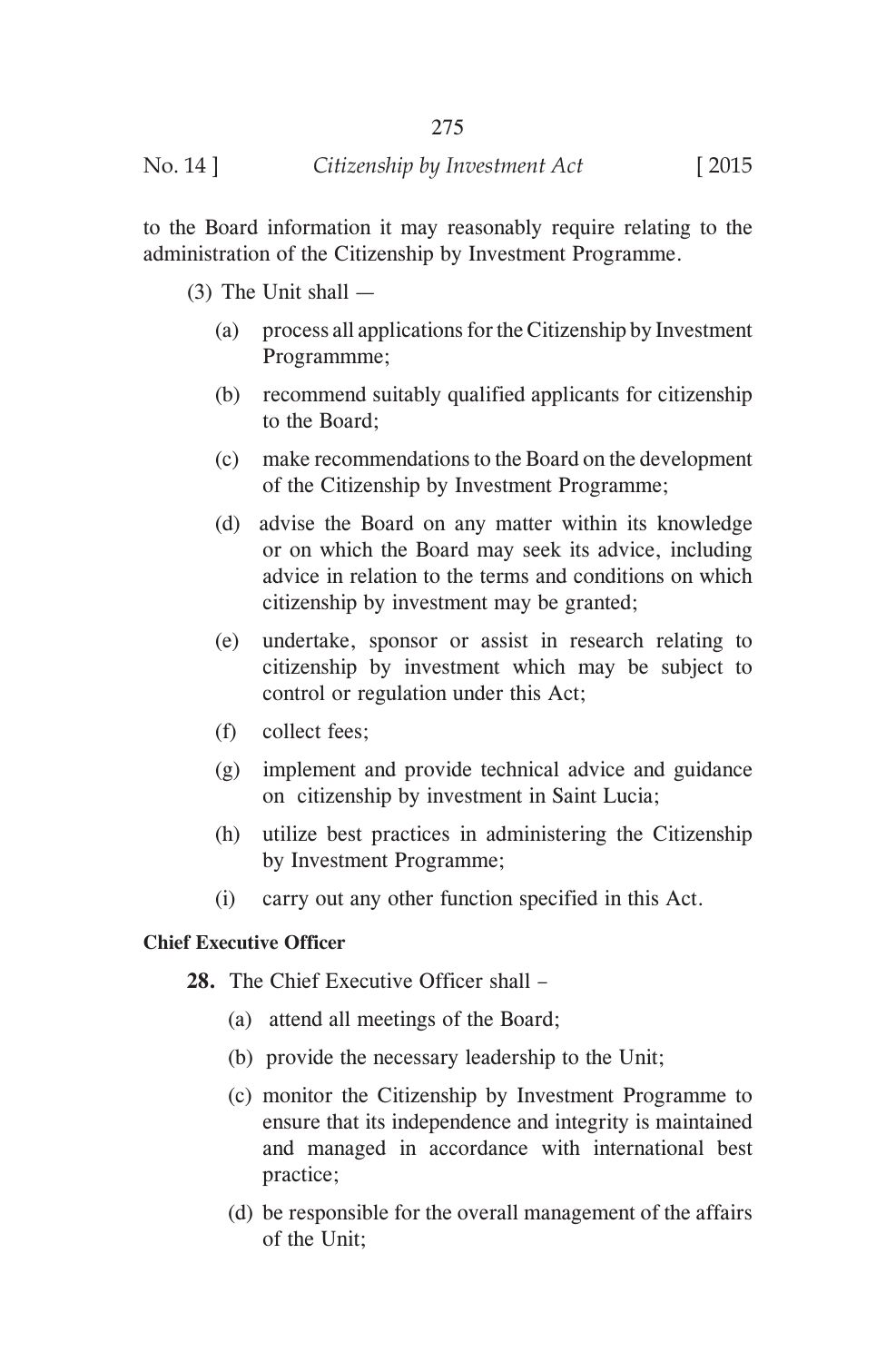to the Board information it may reasonably require relating to the administration of the Citizenship by Investment Programme.

(3) The Unit shall —

(a) process all applications for the Citizenship by Investment Programmme;

(b) recommend suitably qualified applicants for citizenship to the Board;

(c) make recommendations to the Board on the development of the Citizenship by Investment Programme;

(d) advise the Board on any matter within its knowledge or on which the Board may seek its advice, including advice in relation to the terms and conditions on which citizenship by investment may be granted;

(e) undertake, sponsor or assist in research relating to citizenship by investment which may be subject to control or regulation under this Act;

(f) collect fees;

(g) implement and provide technical advice and guidance on citizenship by investment in Saint Lucia;

(h) utilize best practices in administering the Citizenship by Investment Programme;

(i) carry out any other function specified in this Act.

**Chief Executive Officer**

**28.** The Chief Executive Officer shall –

(a) attend all meetings of the Board;

(b) provide the necessary leadership to the Unit;

(c) monitor the Citizenship by Investment Programme to ensure that its independence and integrity is maintained and managed in accordance with international best practice;

(d) be responsible for the overall management of the affairs of the Unit;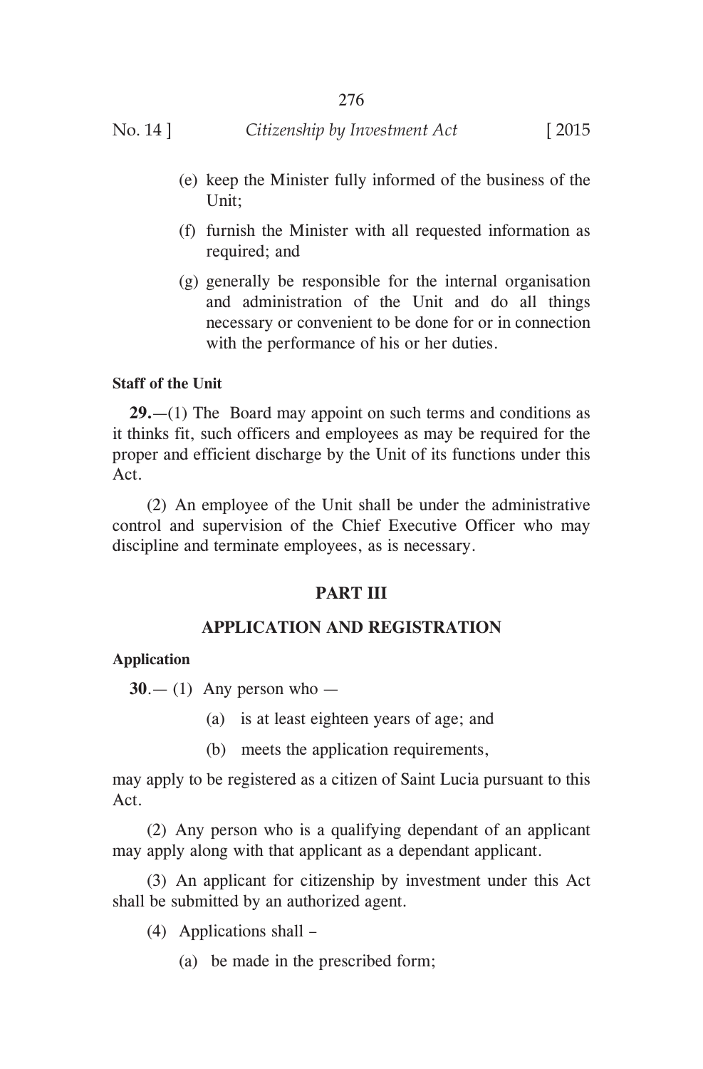(e) keep the Minister fully informed of the business of the Unit;

(f) furnish the Minister with all requested information as required; and

(g) generally be responsible for the internal organisation and administration of the Unit and do all things necessary or convenient to be done for or in connection with the performance of his or her duties.

**Staff of the Unit**

**29.**—(1) The Board may appoint on such terms and conditions as it thinks fit, such officers and employees as may be required for the proper and efficient discharge by the Unit of its functions under this Act.

(2) An employee of the Unit shall be under the administrative control and supervision of the Chief Executive Officer who may discipline and terminate employees, as is necessary.

## PART III

## APPLICATION AND REGISTRATION

**Application**

**30**.— (1) Any person who —

(a) is at least eighteen years of age; and

(b) meets the application requirements,

may apply to be registered as a citizen of Saint Lucia pursuant to this Act.

(2) Any person who is a qualifying dependant of an applicant may apply along with that applicant as a dependant applicant.

(3) An applicant for citizenship by investment under this Act shall be submitted by an authorized agent.

(4) Applications shall –

(a) be made in the prescribed form;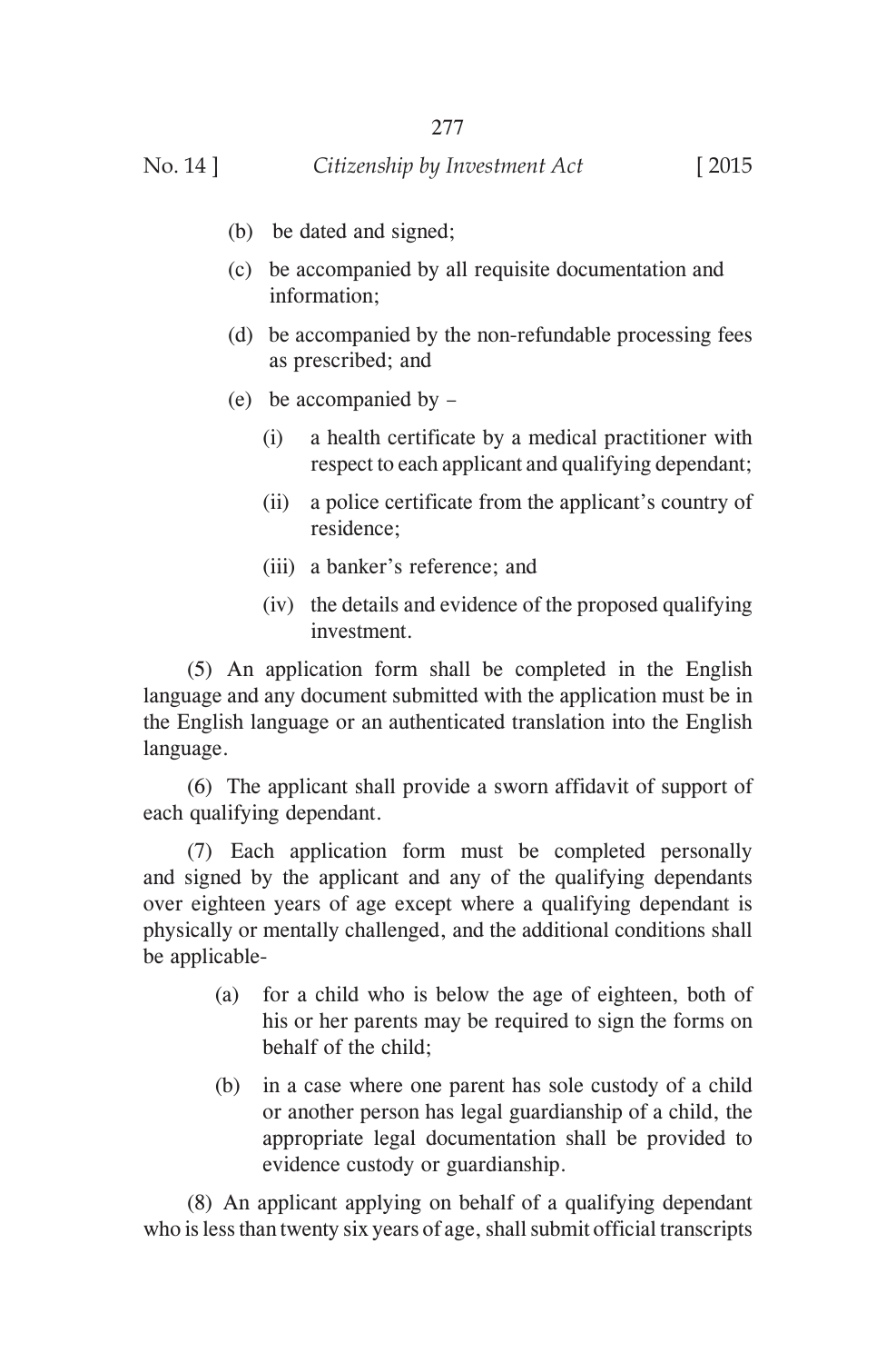(b) be dated and signed;

(c) be accompanied by all requisite documentation and information;

(d) be accompanied by the non-refundable processing fees as prescribed; and

(e) be accompanied by –

(i) a health certificate by a medical practitioner with respect to each applicant and qualifying dependant;

(ii) a police certificate from the applicant's country of residence;

(iii) a banker's reference; and

(iv) the details and evidence of the proposed qualifying investment.

(5) An application form shall be completed in the English language and any document submitted with the application must be in the English language or an authenticated translation into the English language.

(6) The applicant shall provide a sworn affidavit of support of each qualifying dependant.

(7) Each application form must be completed personally and signed by the applicant and any of the qualifying dependants over eighteen years of age except where a qualifying dependant is physically or mentally challenged, and the additional conditions shall be applicable-

(a) for a child who is below the age of eighteen, both of his or her parents may be required to sign the forms on behalf of the child;

(b) in a case where one parent has sole custody of a child or another person has legal guardianship of a child, the appropriate legal documentation shall be provided to evidence custody or guardianship.

(8) An applicant applying on behalf of a qualifying dependant who is less than twenty six years of age, shall submit official transcripts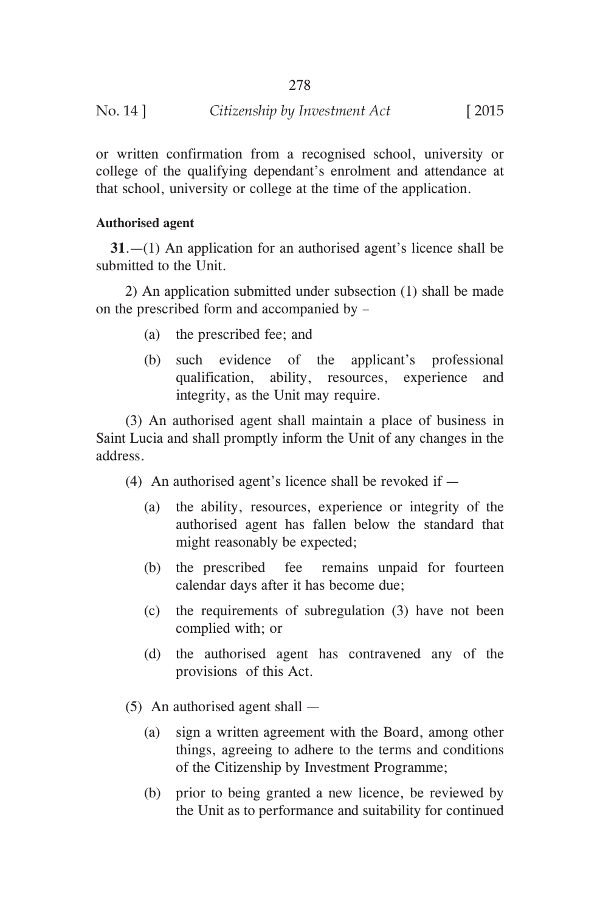or written confirmation from a recognised school, university or college of the qualifying dependant's enrolment and attendance at that school, university or college at the time of the application.

**Authorised agent**

**31**.—(1) An application for an authorised agent's licence shall be submitted to the Unit.

2) An application submitted under subsection (1) shall be made on the prescribed form and accompanied by –

(a) the prescribed fee; and

(b) such evidence of the applicant's professional qualification, ability, resources, experience and integrity, as the Unit may require.

(3) An authorised agent shall maintain a place of business in Saint Lucia and shall promptly inform the Unit of any changes in the address.

(4) An authorised agent's licence shall be revoked if —

(a) the ability, resources, experience or integrity of the authorised agent has fallen below the standard that might reasonably be expected;

(b) the prescribed fee remains unpaid for fourteen calendar days after it has become due;

(c) the requirements of subregulation (3) have not been complied with; or

(d) the authorised agent has contravened any of the provisions of this Act.

(5) An authorised agent shall —

(a) sign a written agreement with the Board, among other things, agreeing to adhere to the terms and conditions of the Citizenship by Investment Programme;

(b) prior to being granted a new licence, be reviewed by the Unit as to performance and suitability for continued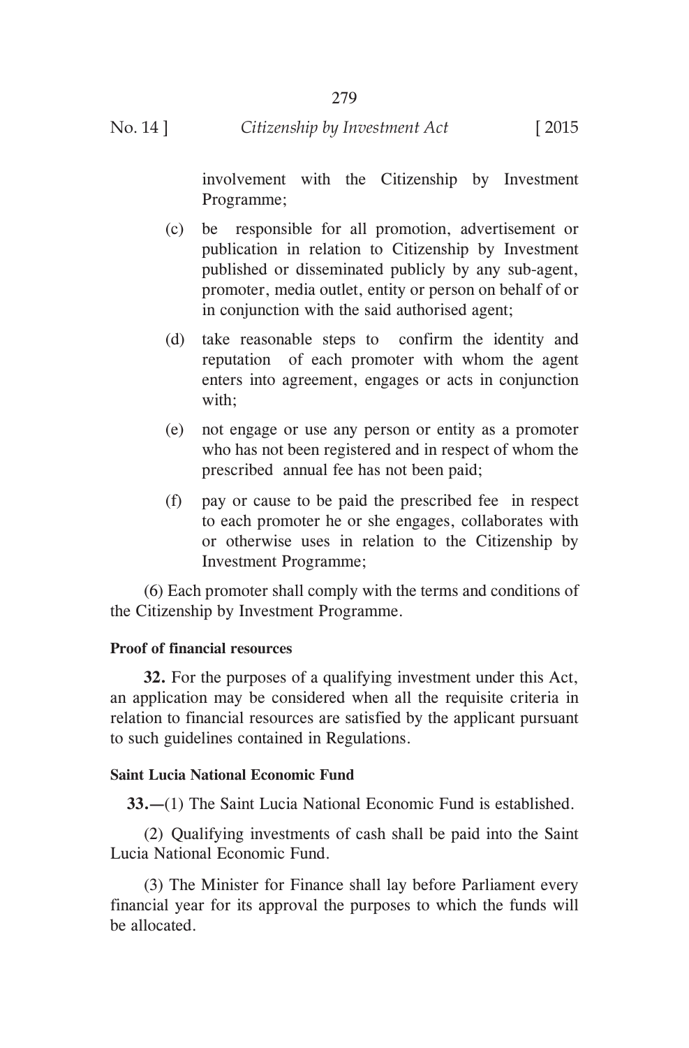involvement with the Citizenship by Investment Programme;

(c) be responsible for all promotion, advertisement or publication in relation to Citizenship by Investment published or disseminated publicly by any sub-agent, promoter, media outlet, entity or person on behalf of or in conjunction with the said authorised agent;

(d) take reasonable steps to confirm the identity and reputation of each promoter with whom the agent enters into agreement, engages or acts in conjunction with;

(e) not engage or use any person or entity as a promoter who has not been registered and in respect of whom the prescribed annual fee has not been paid;

(f) pay or cause to be paid the prescribed fee in respect to each promoter he or she engages, collaborates with or otherwise uses in relation to the Citizenship by Investment Programme;

(6) Each promoter shall comply with the terms and conditions of the Citizenship by Investment Programme.

**Proof of financial resources**

**32.** For the purposes of a qualifying investment under this Act, an application may be considered when all the requisite criteria in relation to financial resources are satisfied by the applicant pursuant to such guidelines contained in Regulations.

**Saint Lucia National Economic Fund**

**33.**—(1) The Saint Lucia National Economic Fund is established.

(2) Qualifying investments of cash shall be paid into the Saint Lucia National Economic Fund.

(3) The Minister for Finance shall lay before Parliament every financial year for its approval the purposes to which the funds will be allocated.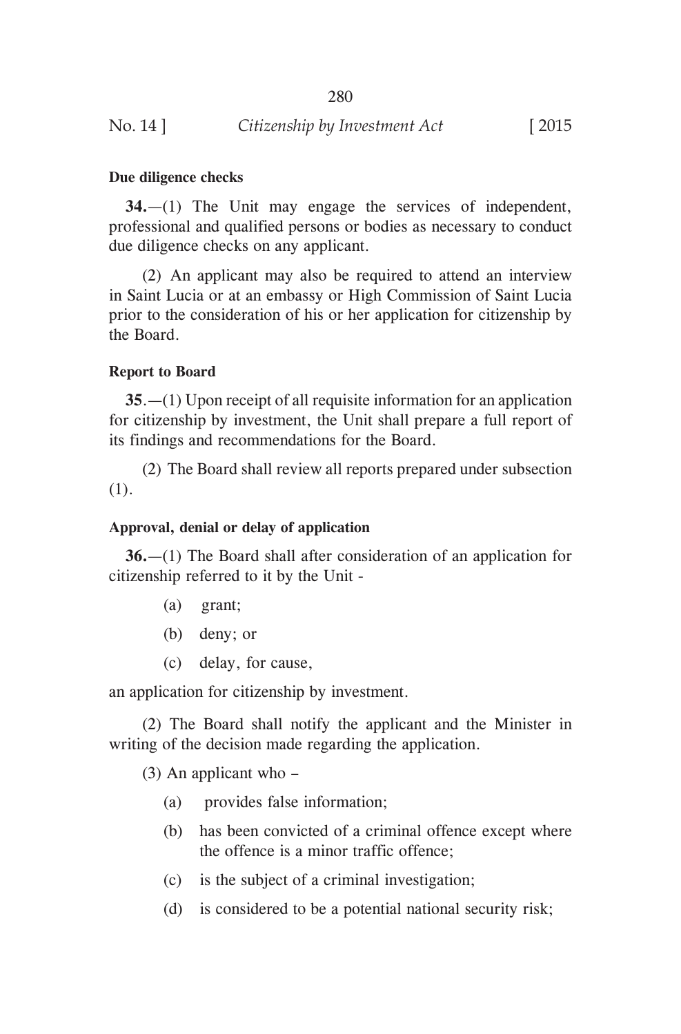**Due diligence checks**

**34.**—(1) The Unit may engage the services of independent, professional and qualified persons or bodies as necessary to conduct due diligence checks on any applicant.

(2) An applicant may also be required to attend an interview in Saint Lucia or at an embassy or High Commission of Saint Lucia prior to the consideration of his or her application for citizenship by the Board.

**Report to Board**

**35**.—(1) Upon receipt of all requisite information for an application for citizenship by investment, the Unit shall prepare a full report of its findings and recommendations for the Board.

(2) The Board shall review all reports prepared under subsection (1).

**Approval, denial or delay of application**

**36.**—(1) The Board shall after consideration of an application for citizenship referred to it by the Unit -

(a) grant;

(b) deny; or

(c) delay, for cause,

an application for citizenship by investment.

(2) The Board shall notify the applicant and the Minister in writing of the decision made regarding the application.

(3) An applicant who –

(a) provides false information;

(b) has been convicted of a criminal offence except where the offence is a minor traffic offence;

(c) is the subject of a criminal investigation;

(d) is considered to be a potential national security risk;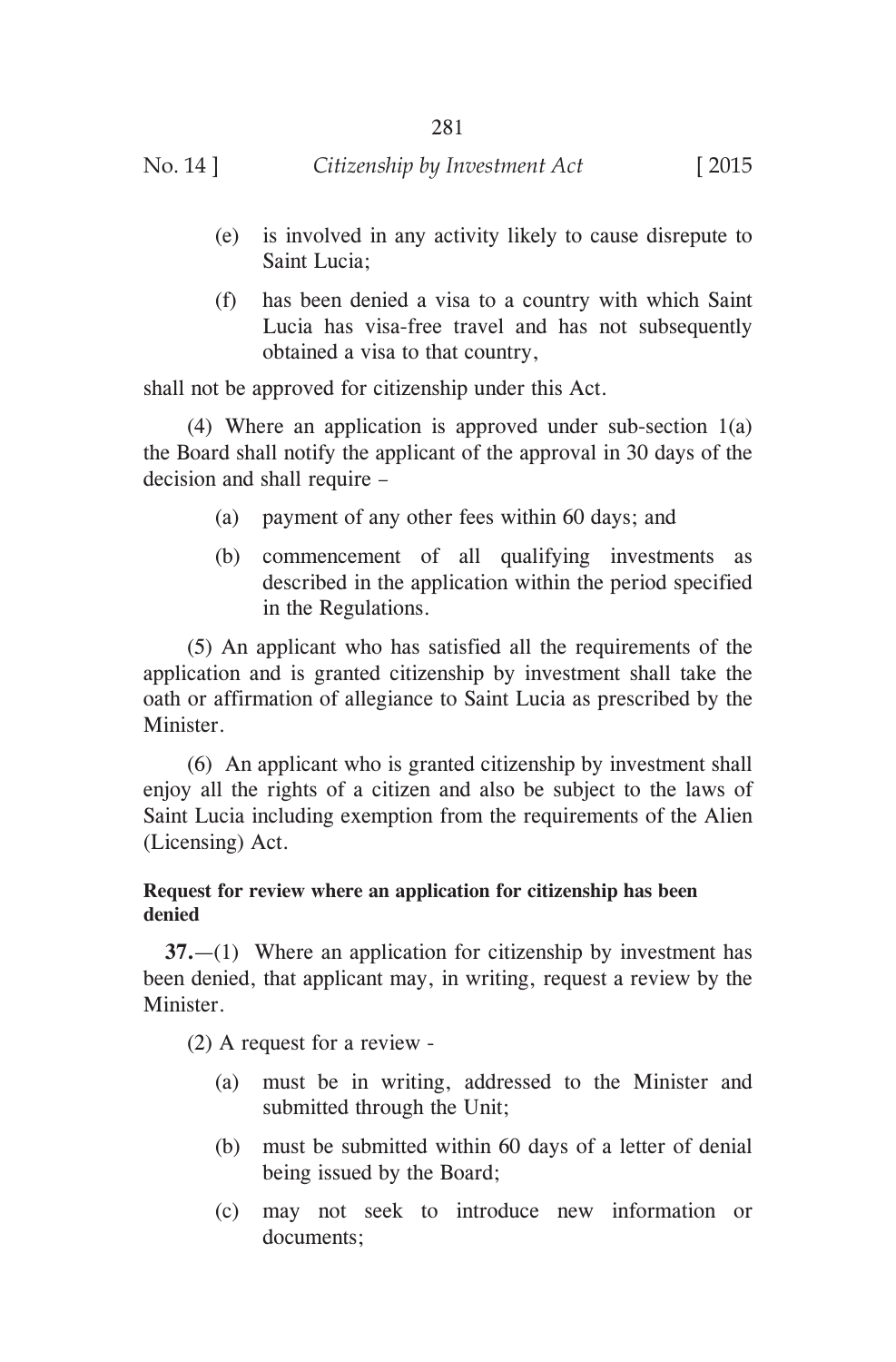(e) is involved in any activity likely to cause disrepute to Saint Lucia;

(f) has been denied a visa to a country with which Saint Lucia has visa-free travel and has not subsequently obtained a visa to that country,

shall not be approved for citizenship under this Act.

(4) Where an application is approved under sub-section 1(a) the Board shall notify the applicant of the approval in 30 days of the decision and shall require –

(a) payment of any other fees within 60 days; and

(b) commencement of all qualifying investments as described in the application within the period specified in the Regulations.

(5) An applicant who has satisfied all the requirements of the application and is granted citizenship by investment shall take the oath or affirmation of allegiance to Saint Lucia as prescribed by the Minister.

(6) An applicant who is granted citizenship by investment shall enjoy all the rights of a citizen and also be subject to the laws of Saint Lucia including exemption from the requirements of the Alien (Licensing) Act.

**Request for review where an application for citizenship has been denied**

**37.**—(1) Where an application for citizenship by investment has been denied, that applicant may, in writing, request a review by the Minister.

(2) A request for a review -

(a) must be in writing, addressed to the Minister and submitted through the Unit;

(b) must be submitted within 60 days of a letter of denial being issued by the Board;

(c) may not seek to introduce new information or documents;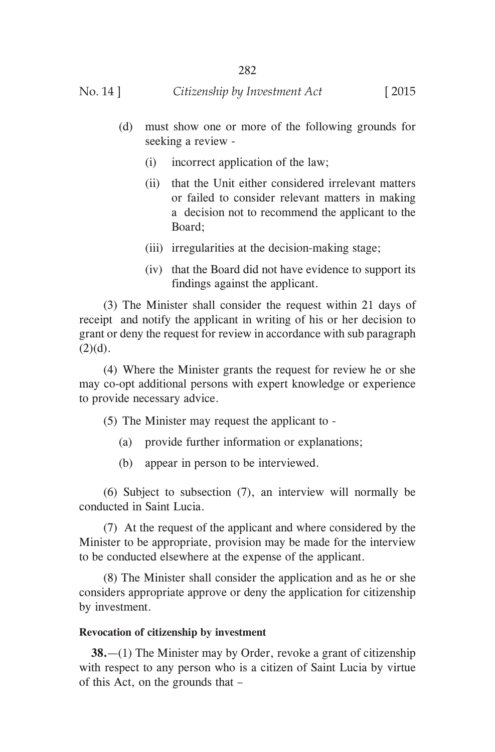(d) must show one or more of the following grounds for seeking a review -

(i) incorrect application of the law;

(ii) that the Unit either considered irrelevant matters or failed to consider relevant matters in making a decision not to recommend the applicant to the Board;

(iii) irregularities at the decision-making stage;

(iv) that the Board did not have evidence to support its findings against the applicant.

(3) The Minister shall consider the request within 21 days of receipt and notify the applicant in writing of his or her decision to grant or deny the request for review in accordance with sub paragraph (2)(d).

(4) Where the Minister grants the request for review he or she may co-opt additional persons with expert knowledge or experience to provide necessary advice.

(5) The Minister may request the applicant to -

(a) provide further information or explanations;

(b) appear in person to be interviewed.

(6) Subject to subsection (7), an interview will normally be conducted in Saint Lucia.

(7) At the request of the applicant and where considered by the Minister to be appropriate, provision may be made for the interview to be conducted elsewhere at the expense of the applicant.

(8) The Minister shall consider the application and as he or she considers appropriate approve or deny the application for citizenship by investment.

**Revocation of citizenship by investment**

**38.**—(1) The Minister may by Order, revoke a grant of citizenship with respect to any person who is a citizen of Saint Lucia by virtue of this Act, on the grounds that –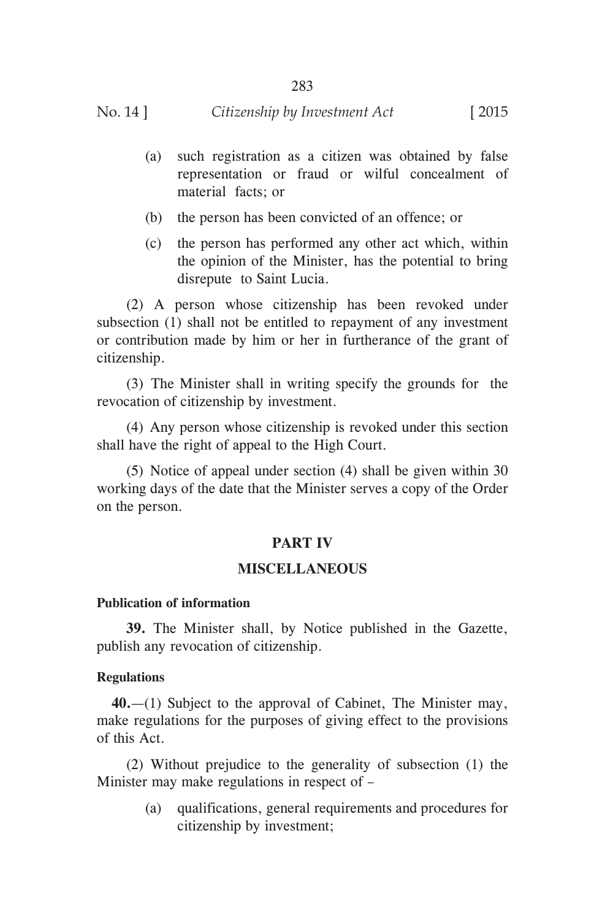(a) such registration as a citizen was obtained by false representation or fraud or wilful concealment of material facts; or

(b) the person has been convicted of an offence; or

(c) the person has performed any other act which, within the opinion of the Minister, has the potential to bring disrepute to Saint Lucia.

(2) A person whose citizenship has been revoked under subsection (1) shall not be entitled to repayment of any investment or contribution made by him or her in furtherance of the grant of citizenship.

(3) The Minister shall in writing specify the grounds for the revocation of citizenship by investment.

(4) Any person whose citizenship is revoked under this section shall have the right of appeal to the High Court.

(5) Notice of appeal under section (4) shall be given within 30 working days of the date that the Minister serves a copy of the Order on the person.

## PART IV

## MISCELLANEOUS

**Publication of information**

**39.** The Minister shall, by Notice published in the Gazette, publish any revocation of citizenship.

**Regulations**

**40.**—(1) Subject to the approval of Cabinet, The Minister may, make regulations for the purposes of giving effect to the provisions of this Act.

(2) Without prejudice to the generality of subsection (1) the Minister may make regulations in respect of –

(a) qualifications, general requirements and procedures for citizenship by investment;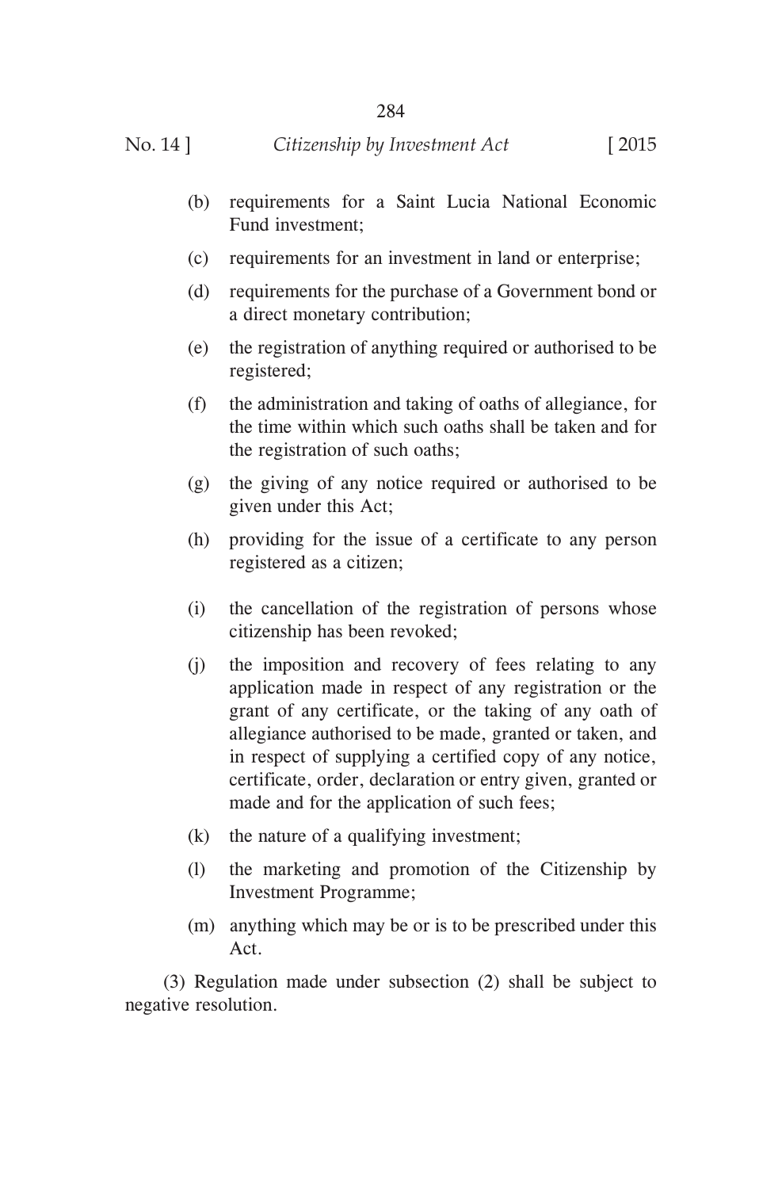(b) requirements for a Saint Lucia National Economic Fund investment;

(c) requirements for an investment in land or enterprise;

(d) requirements for the purchase of a Government bond or a direct monetary contribution;

(e) the registration of anything required or authorised to be registered;

(f) the administration and taking of oaths of allegiance, for the time within which such oaths shall be taken and for the registration of such oaths;

(g) the giving of any notice required or authorised to be given under this Act;

(h) providing for the issue of a certificate to any person registered as a citizen;

(i) the cancellation of the registration of persons whose citizenship has been revoked;

(j) the imposition and recovery of fees relating to any application made in respect of any registration or the grant of any certificate, or the taking of any oath of allegiance authorised to be made, granted or taken, and in respect of supplying a certified copy of any notice, certificate, order, declaration or entry given, granted or made and for the application of such fees;

(k) the nature of a qualifying investment;

(l) the marketing and promotion of the Citizenship by Investment Programme;

(m) anything which may be or is to be prescribed under this Act.

(3) Regulation made under subsection (2) shall be subject to negative resolution.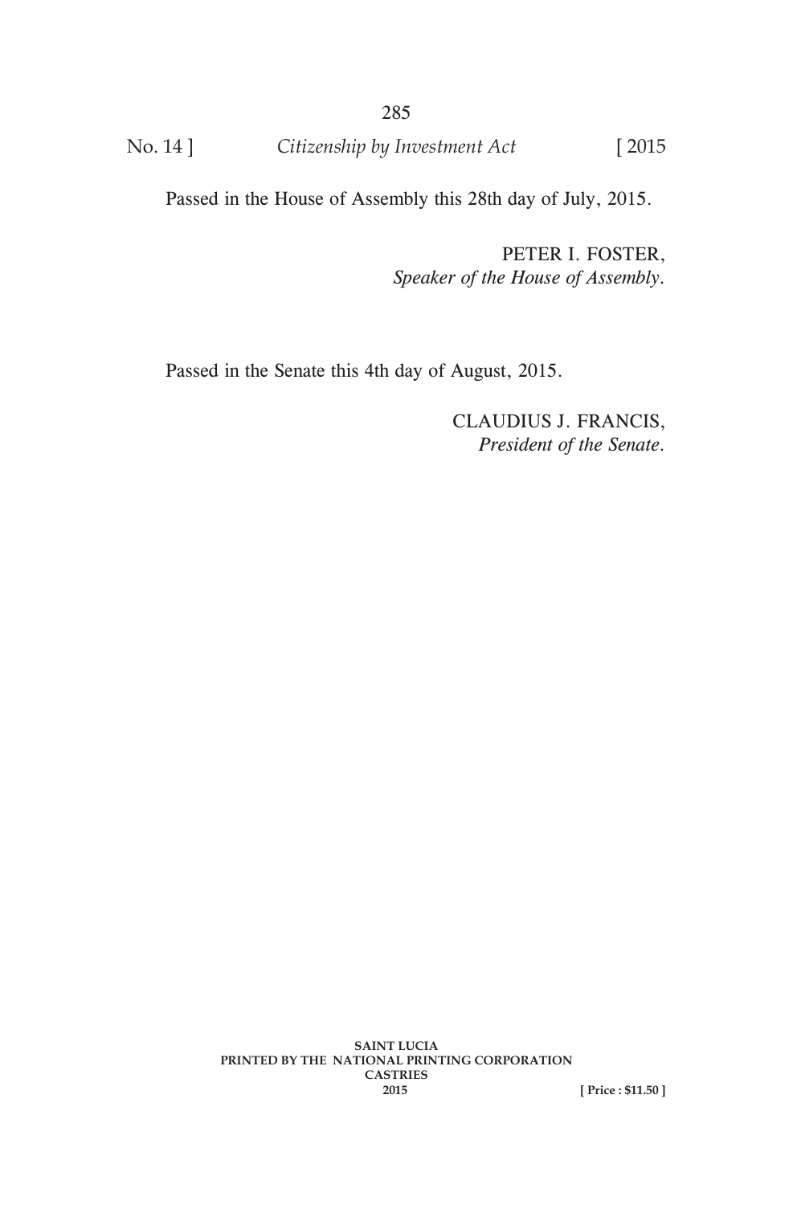Passed in the House of Assembly this 28th day of July, 2015.

PETER I. FOSTER,
*Speaker of the House of Assembly*.

Passed in the Senate this 4th day of August, 2015.

CLAUDIUS J. FRANCIS,
*President of the Senate*.

**SAINT LUCIA**
**PRINTED BY THE NATIONAL PRINTING CORPORATION**
**CASTRIES**
**2015**

**[ Price : $11.50 ]**